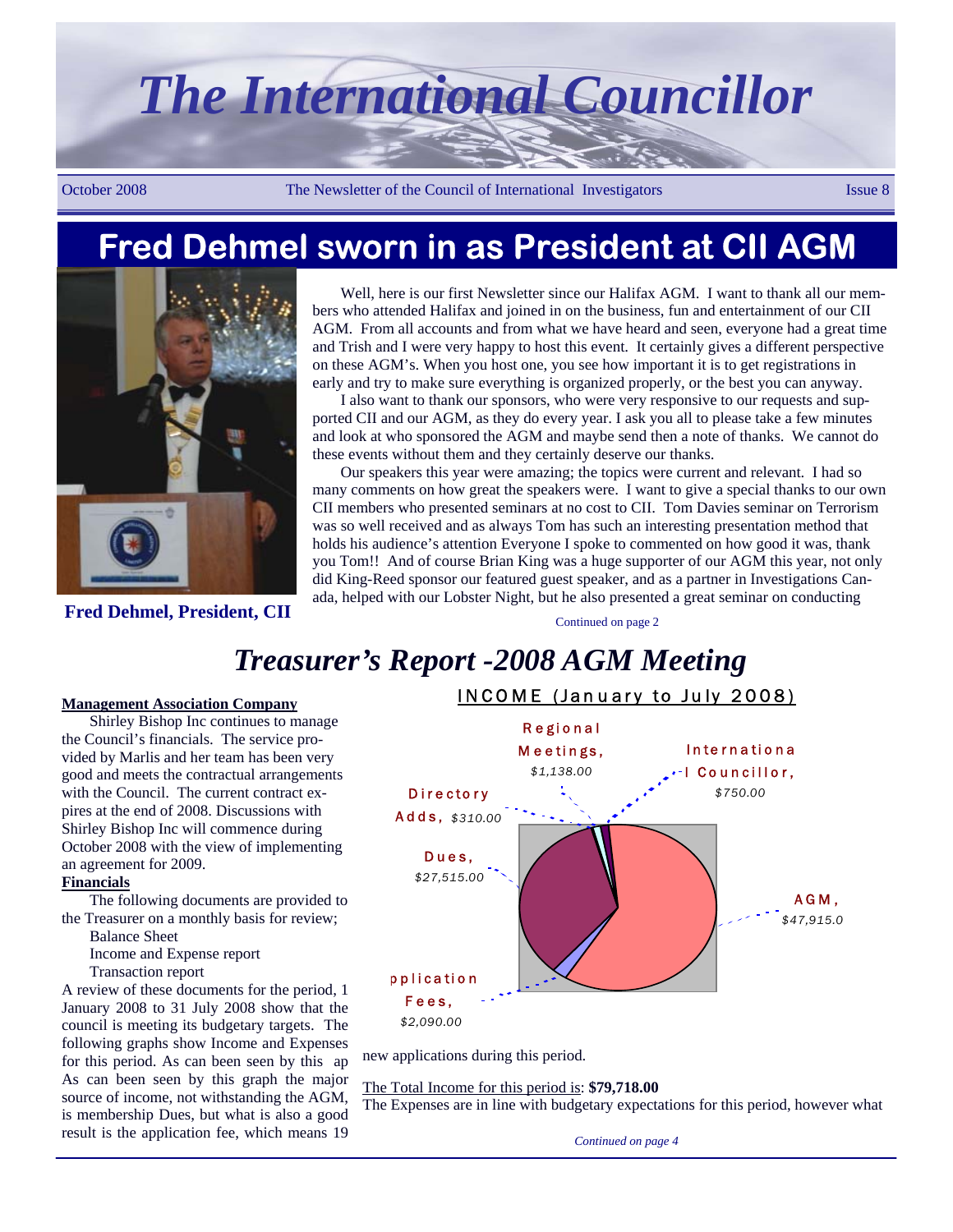# The International Councillor

October 2008 — The Newsletter of the Council of International Investigators — Issue 8

## Fred Dehmel sworn in as President at CII AGM

Fred Dehmel, President, CII

Well, here is our first Newsletter since our Halifax AGM. I want to thank all our members who attended Halifax and joined in on the business, fun and entertainment of our CII AGM. From all accounts and from what we have heard and seen, everyone had a great time and Trish and I were very happy to host this event. It certainly gives a different perspective on these AGM's. When you host one, you see how important it is to get registrations in early and try to make sure everything is organized properly, or the best you can anyway.

I also want to thank our sponsors, who were very responsive to our requests and supported CII and our AGM, as they do every year. I ask you all to please take a few minutes and look at who sponsored the AGM and maybe send then a note of thanks. We cannot do these events without them and they certainly deserve our thanks.

Our speakers this year were amazing; the topics were current and relevant. I had so many comments on how great the speakers were. I want to give a special thanks to our own CII members who presented seminars at no cost to CII. Tom Davies seminar on Terrorism was so well received and as always Tom has such an interesting presentation method that holds his audience's attention Everyone I spoke to commented on how good it was, thank you Tom!! And of course Brian King was a huge supporter of our AGM this year, not only did King-Reed sponsor our featured guest speaker, and as a partner in Investigations Canada, helped with our Lobster Night, but he also presented a great seminar on conducting

Continued on page 2

## *Treasurer's Report -2008 AGM Meeting*

**Management Association Company**

Shirley Bishop Inc continues to manage the Council's financials. The service provided by Marlis and her team has been very good and meets the contractual arrangements with the Council. The current contract expires at the end of 2008. Discussions with Shirley Bishop Inc will commence during October 2008 with the view of implementing an agreement for 2009.

**Financials**

The following documents are provided to the Treasurer on a monthly basis for review;

- Balance Sheet
- Income and Expense report
- Transaction report

A review of these documents for the period, 1 January 2008 to 31 July 2008 show that the council is meeting its budgetary targets. The following graphs show Income and Expenses for this period. As can been seen by this ap As can been seen by this graph the major source of income, not withstanding the AGM, is membership Dues, but what is also a good result is the application fee, which means 19 new applications during this period.

INCOME (January to July 2008)

| Source | Amount |
|---|---|
| Regional Meetings | $1,138.00 |
| International Councillor | $750.00 |
| Directory Adds | $310.00 |
| Dues | $27,515.00 |
| AGM | $47,915.0 |
| Application Fees | $2,090.00 |

The Total Income for this period is: **$79,718.00**

The Expenses are in line with budgetary expectations for this period, however what

*Continued on page 4*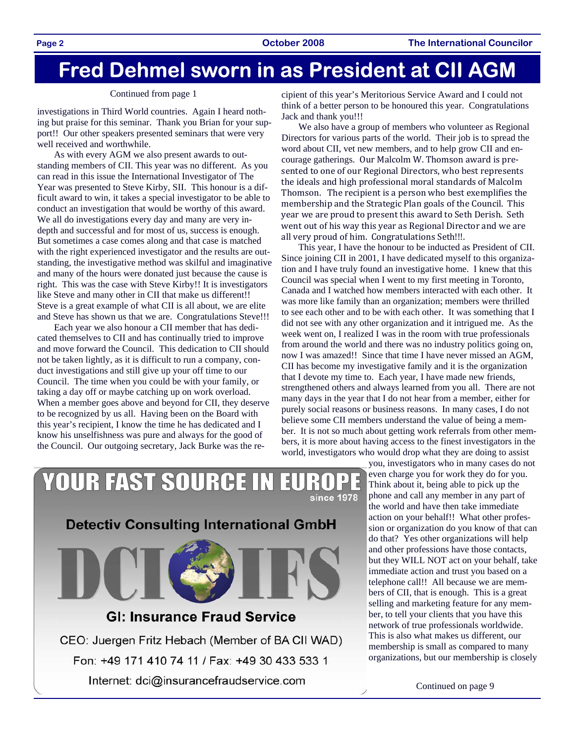# Fred Dehmel sworn in as President at CII AGM

Continued from page 1

investigations in Third World countries. Again I heard nothing but praise for this seminar. Thank you Brian for your support!! Our other speakers presented seminars that were very well received and worthwhile.

As with every AGM we also present awards to outstanding members of CII. This year was no different. As you can read in this issue the International Investigator of The Year was presented to Steve Kirby, SII. This honour is a difficult award to win, it takes a special investigator to be able to conduct an investigation that would be worthy of this award. We all do investigations every day and many are very in-depth and successful and for most of us, success is enough. But sometimes a case comes along and that case is matched with the right experienced investigator and the results are outstanding, the investigative method was skilful and imaginative and many of the hours were donated just because the cause is right. This was the case with Steve Kirby!! It is investigators like Steve and many other in CII that make us different!! Steve is a great example of what CII is all about, we are elite and Steve has shown us that we are. Congratulations Steve!!!

Each year we also honour a CII member that has dedicated themselves to CII and has continually tried to improve and move forward the Council. This dedication to CII should not be taken lightly, as it is difficult to run a company, conduct investigations and still give up your off time to our Council. The time when you could be with your family, or taking a day off or maybe catching up on work overload. When a member goes above and beyond for CII, they deserve to be recognized by us all. Having been on the Board with this year's recipient, I know the time he has dedicated and I know his unselfishness was pure and always for the good of the Council. Our outgoing secretary, Jack Burke was the recipient of this year's Meritorious Service Award and I could not think of a better person to be honoured this year. Congratulations Jack and thank you!!!

We also have a group of members who volunteer as Regional Directors for various parts of the world. Their job is to spread the word about CII, vet new members, and to help grow CII and encourage gatherings. Our Malcolm W. Thomson award is presented to one of our Regional Directors, who best represents the ideals and high professional moral standards of Malcolm Thomson. The recipient is a person who best exemplifies the membership and the Strategic Plan goals of the Council. This year we are proud to present this award to Seth Derish. Seth went out of his way this year as Regional Director and we are all very proud of him. Congratulations Seth!!!.

This year, I have the honour to be inducted as President of CII. Since joining CII in 2001, I have dedicated myself to this organization and I have truly found an investigative home. I knew that this Council was special when I went to my first meeting in Toronto, Canada and I watched how members interacted with each other. It was more like family than an organization; members were thrilled to see each other and to be with each other. It was something that I did not see with any other organization and it intrigued me. As the week went on, I realized I was in the room with true professionals from around the world and there was no industry politics going on, now I was amazed!! Since that time I have never missed an AGM, CII has become my investigative family and it is the organization that I devote my time to. Each year, I have made new friends, strengthened others and always learned from you all. There are not many days in the year that I do not hear from a member, either for purely social reasons or business reasons. In many cases, I do not believe some CII members understand the value of being a member. It is not so much about getting work referrals from other members, it is more about having access to the finest investigators in the world, investigators who would drop what they are doing to assist you, investigators who in many cases do not even charge you for work they do for you. Think about it, being able to pick up the phone and call any member in any part of the world and have then take immediate action on your behalf!! What other profession or organization do you know of that can do that? Yes other organizations will help and other professions have those contacts, but they WILL NOT act on your behalf, take immediate action and trust you based on a telephone call!! All because we are members of CII, that is enough. This is a great selling and marketing feature for any member, to tell your clients that you have this network of true professionals worldwide. This is also what makes us different, our membership is small as compared to many organizations, but our membership is closely

Continued on page 9

---

**YOUR FAST SOURCE IN EUROPE**
since 1978

**Detectiv Consulting International GmbH**

DCI IFS

**GI: Insurance Fraud Service**

CEO: Juergen Fritz Hebach (Member of BA CII WAD)

Fon: +49 171 410 74 11 / Fax: +49 30 433 533 1

Internet: dci@insurancefraudservice.com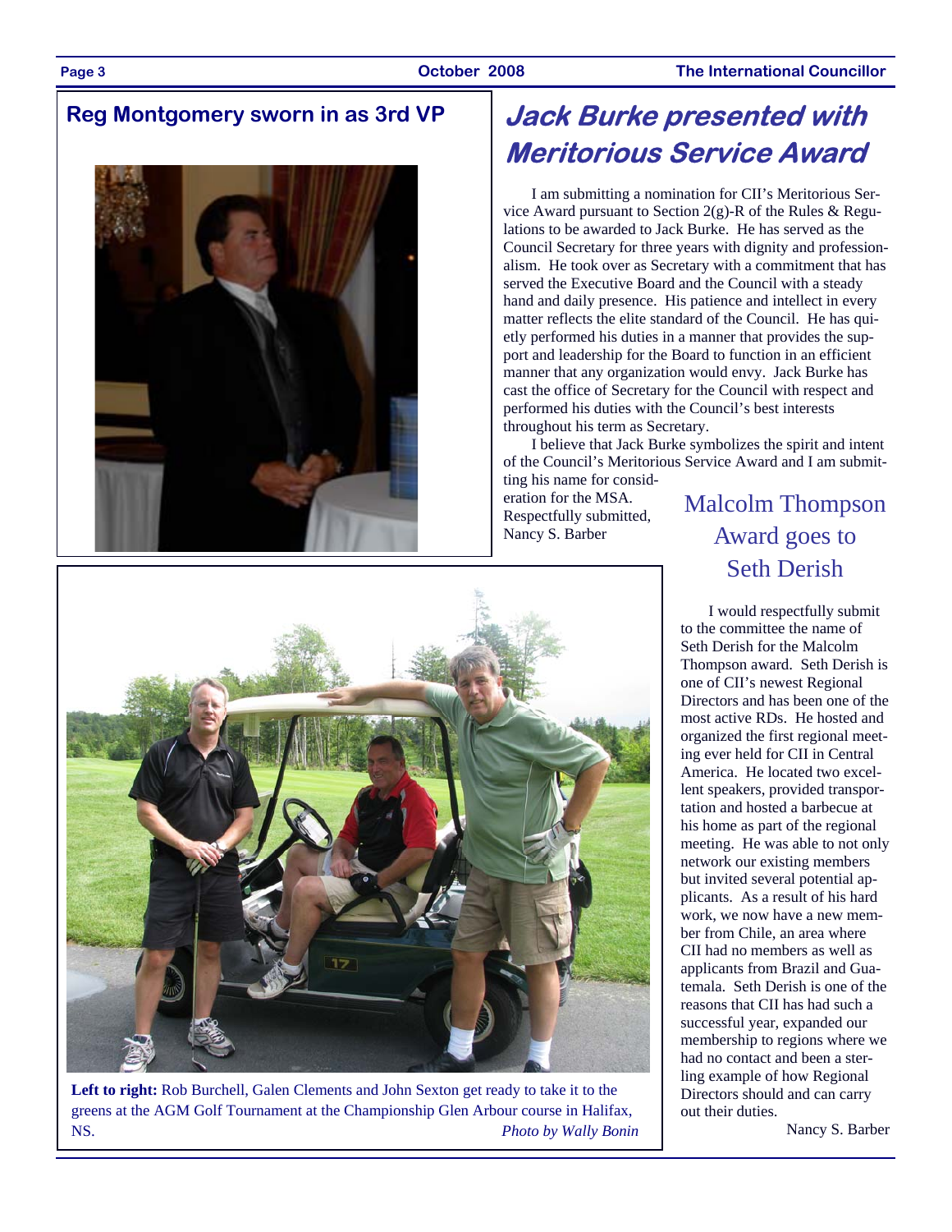## Reg Montgomery sworn in as 3rd VP

## Jack Burke presented with Meritorious Service Award

I am submitting a nomination for CII's Meritorious Service Award pursuant to Section 2(g)-R of the Rules & Regulations to be awarded to Jack Burke. He has served as the Council Secretary for three years with dignity and professionalism. He took over as Secretary with a commitment that has served the Executive Board and the Council with a steady hand and daily presence. His patience and intellect in every matter reflects the elite standard of the Council. He has quietly performed his duties in a manner that provides the support and leadership for the Board to function in an efficient manner that any organization would envy. Jack Burke has cast the office of Secretary for the Council with respect and performed his duties with the Council's best interests throughout his term as Secretary.

I believe that Jack Burke symbolizes the spirit and intent of the Council's Meritorious Service Award and I am submitting his name for consideration for the MSA.

Respectfully submitted,
Nancy S. Barber

**Left to right:** Rob Burchell, Galen Clements and John Sexton get ready to take it to the greens at the AGM Golf Tournament at the Championship Glen Arbour course in Halifax, NS. *Photo by Wally Bonin*

## Malcolm Thompson Award goes to Seth Derish

I would respectfully submit to the committee the name of Seth Derish for the Malcolm Thompson award. Seth Derish is one of CII's newest Regional Directors and has been one of the most active RDs. He hosted and organized the first regional meeting ever held for CII in Central America. He located two excellent speakers, provided transportation and hosted a barbecue at his home as part of the regional meeting. He was able to not only network our existing members but invited several potential applicants. As a result of his hard work, we now have a new member from Chile, an area where CII had no members as well as applicants from Brazil and Guatemala. Seth Derish is one of the reasons that CII has had such a successful year, expanded our membership to regions where we had no contact and been a sterling example of how Regional Directors should and can carry out their duties.

Nancy S. Barber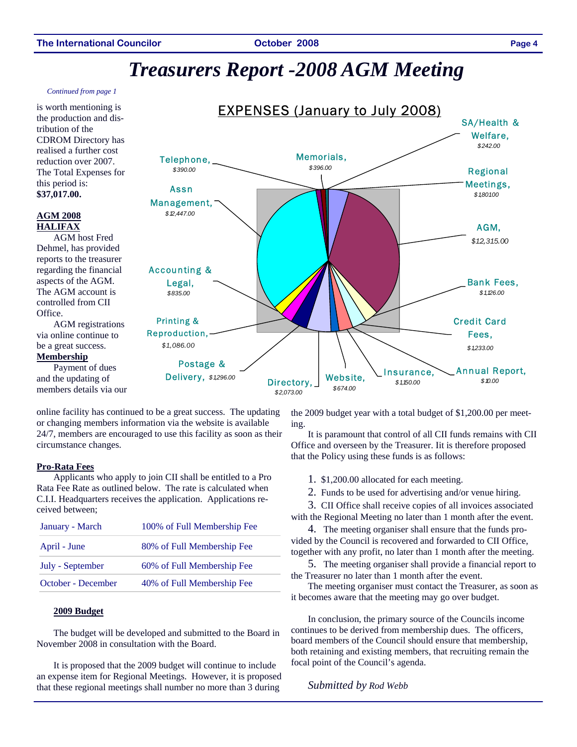# Treasurers Report -2008 AGM Meeting

*Continued from page 1*

is worth mentioning is the production and distribution of the CDROM Directory has realised a further cost reduction over 2007. The Total Expenses for this period is: **$37,017.00.**

**EXPENSES (January to July 2008)**

| Item | Amount |
|---|---|
| SA/Health & Welfare | $242.00 |
| Memorials | $396.00 |
| Telephone | $390.00 |
| Regional Meetings | $180100 |
| Assn Management | $12,447.00 |
| AGM | $12,315.00 |
| Accounting & Legal | $835.00 |
| Bank Fees | $1,126.00 |
| Printing & Reproduction | $1,086.00 |
| Credit Card Fees | $1233.00 |
| Postage & Delivery | $1296.00 |
| Directory | $2,073.00 |
| Website | $674.00 |
| Insurance | $1,150.00 |
| Annual Report | $10.00 |

**AGM 2008 HALIFAX**

AGM host Fred Dehmel, has provided reports to the treasurer regarding the financial aspects of the AGM. The AGM account is controlled from CII Office.

AGM registrations via online continue to be a great success.

**Membership**

Payment of dues and the updating of members details via our online facility has continued to be a great success. The updating or changing members information via the website is available 24/7, members are encouraged to use this facility as soon as their circumstance changes.

**Pro-Rata Fees**

Applicants who apply to join CII shall be entitled to a Pro Rata Fee Rate as outlined below. The rate is calculated when C.I.I. Headquarters receives the application. Applications received between;

| Period | Fee |
|---|---|
| January - March | 100% of Full Membership Fee |
| April - June | 80% of Full Membership Fee |
| July - September | 60% of Full Membership Fee |
| October - December | 40% of Full Membership Fee |

**2009 Budget**

The budget will be developed and submitted to the Board in November 2008 in consultation with the Board.

It is proposed that the 2009 budget will continue to include an expense item for Regional Meetings. However, it is proposed that these regional meetings shall number no more than 3 during the 2009 budget year with a total budget of $1,200.00 per meeting.

It is paramount that control of all CII funds remains with CII Office and overseen by the Treasurer. Iit is therefore proposed that the Policy using these funds is as follows:

1. $1,200.00 allocated for each meeting.
2. Funds to be used for advertising and/or venue hiring.
3. CII Office shall receive copies of all invoices associated with the Regional Meeting no later than 1 month after the event.
4. The meeting organiser shall ensure that the funds provided by the Council is recovered and forwarded to CII Office, together with any profit, no later than 1 month after the meeting.
5. The meeting organiser shall provide a financial report to the Treasurer no later than 1 month after the event.

The meeting organiser must contact the Treasurer, as soon as it becomes aware that the meeting may go over budget.

In conclusion, the primary source of the Councils income continues to be derived from membership dues. The officers, board members of the Council should ensure that membership, both retaining and existing members, that recruiting remain the focal point of the Council's agenda.

*Submitted by Rod Webb*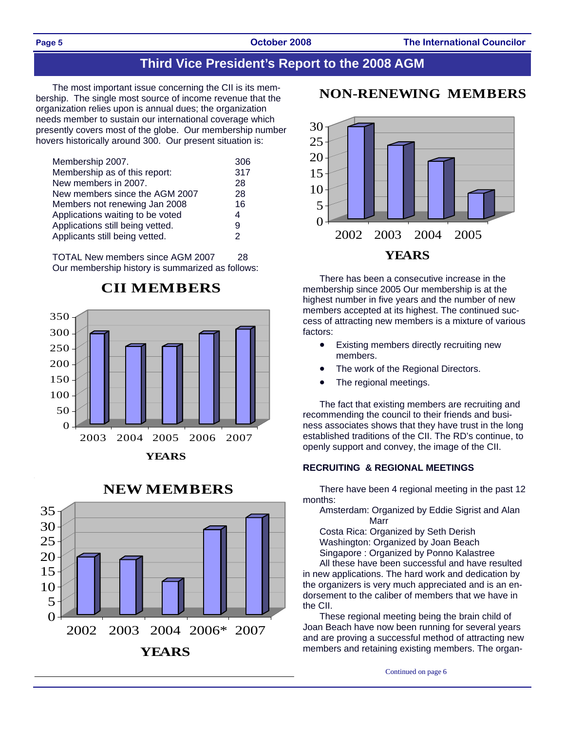# Third Vice President's Report to the 2008 AGM

The most important issue concerning the CII is its membership. The single most source of income revenue that the organization relies upon is annual dues; the organization needs member to sustain our international coverage which presently covers most of the globe. Our membership number hovers historically around 300. Our present situation is:

| | |
|---|---|
| Membership 2007. | 306 |
| Membership as of this report: | 317 |
| New members in 2007. | 28 |
| New members since the AGM 2007 | 28 |
| Members not renewing Jan 2008 | 16 |
| Applications waiting to be voted | 4 |
| Applications still being vetted. | 9 |
| Applicants still being vetted. | 2 |

TOTAL New members since AGM 2007 28

Our membership history is summarized as follows:

**CII MEMBERS**

| YEARS | 2003 | 2004 | 2005 | 2006 | 2007 |
|---|---|---|---|---|---|
| Members (approx.) | 295 | 255 | 255 | 295 | 310 |

**NEW MEMBERS**

| YEARS | 2002 | 2003 | 2004 | 2006* | 2007 |
|---|---|---|---|---|---|
| New members (approx.) | 19 | 18 | 11 | 28 | 32 |

**NON-RENEWING MEMBERS**

| YEARS | 2002 | 2003 | 2004 | 2005 |
|---|---|---|---|---|
| Non-renewing (approx.) | 29 | 23 | 18 | 8 |

There has been a consecutive increase in the membership since 2005 Our membership is at the highest number in five years and the number of new members accepted at its highest. The continued success of attracting new members is a mixture of various factors:

- Existing members directly recruiting new members.
- The work of the Regional Directors.
- The regional meetings.

The fact that existing members are recruiting and recommending the council to their friends and business associates shows that they have trust in the long established traditions of the CII. The RD's continue, to openly support and convey, the image of the CII.

### RECRUITING & REGIONAL MEETINGS

There have been 4 regional meeting in the past 12 months:

Amsterdam: Organized by Eddie Sigrist and Alan Marr
Costa Rica: Organized by Seth Derish
Washington: Organized by Joan Beach
Singapore : Organized by Ponno Kalastree

All these have been successful and have resulted in new applications. The hard work and dedication by the organizers is very much appreciated and is an endorsement to the caliber of members that we have in the CII.

These regional meeting being the brain child of Joan Beach have now been running for several years and are proving a successful method of attracting new members and retaining existing members. The organ-

Continued on page 6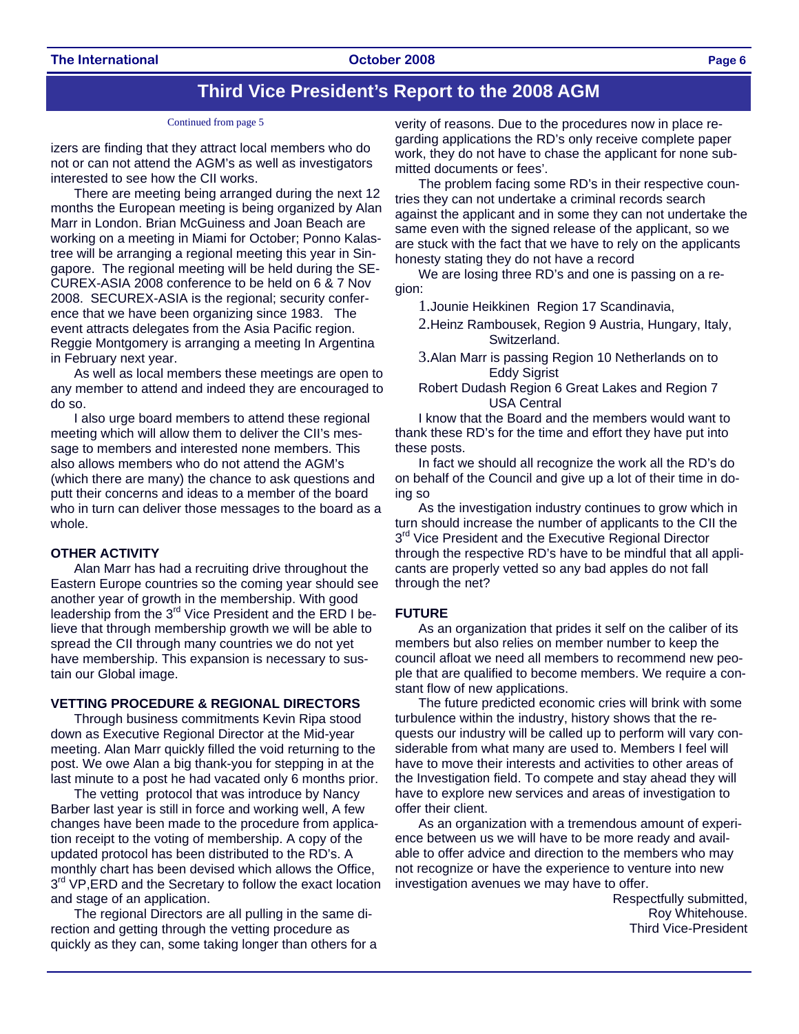## Third Vice President's Report to the 2008 AGM

Continued from page 5

izers are finding that they attract local members who do not or can not attend the AGM's as well as investigators interested to see how the CII works.

There are meeting being arranged during the next 12 months the European meeting is being organized by Alan Marr in London. Brian McGuiness and Joan Beach are working on a meeting in Miami for October; Ponno Kalastree will be arranging a regional meeting this year in Singapore. The regional meeting will be held during the SECUREX-ASIA 2008 conference to be held on 6 & 7 Nov 2008. SECUREX-ASIA is the regional; security conference that we have been organizing since 1983. The event attracts delegates from the Asia Pacific region. Reggie Montgomery is arranging a meeting In Argentina in February next year.

As well as local members these meetings are open to any member to attend and indeed they are encouraged to do so.

I also urge board members to attend these regional meeting which will allow them to deliver the CII's message to members and interested none members. This also allows members who do not attend the AGM's (which there are many) the chance to ask questions and putt their concerns and ideas to a member of the board who in turn can deliver those messages to the board as a whole.

**OTHER ACTIVITY**

Alan Marr has had a recruiting drive throughout the Eastern Europe countries so the coming year should see another year of growth in the membership. With good leadership from the 3rd Vice President and the ERD I believe that through membership growth we will be able to spread the CII through many countries we do not yet have membership. This expansion is necessary to sustain our Global image.

**VETTING PROCEDURE & REGIONAL DIRECTORS**

Through business commitments Kevin Ripa stood down as Executive Regional Director at the Mid-year meeting. Alan Marr quickly filled the void returning to the post. We owe Alan a big thank-you for stepping in at the last minute to a post he had vacated only 6 months prior.

The vetting protocol that was introduce by Nancy Barber last year is still in force and working well, A few changes have been made to the procedure from application receipt to the voting of membership. A copy of the updated protocol has been distributed to the RD's. A monthly chart has been devised which allows the Office, 3rd VP,ERD and the Secretary to follow the exact location and stage of an application.

The regional Directors are all pulling in the same direction and getting through the vetting procedure as quickly as they can, some taking longer than others for a verity of reasons. Due to the procedures now in place regarding applications the RD's only receive complete paper work, they do not have to chase the applicant for none submitted documents or fees'.

The problem facing some RD's in their respective countries they can not undertake a criminal records search against the applicant and in some they can not undertake the same even with the signed release of the applicant, so we are stuck with the fact that we have to rely on the applicants honesty stating they do not have a record

We are losing three RD's and one is passing on a region:

1. Jounie Heikkinen Region 17 Scandinavia,
2. Heinz Rambousek, Region 9 Austria, Hungary, Italy, Switzerland.
3. Alan Marr is passing Region 10 Netherlands on to Eddy Sigrist

Robert Dudash Region 6 Great Lakes and Region 7 USA Central

I know that the Board and the members would want to thank these RD's for the time and effort they have put into these posts.

In fact we should all recognize the work all the RD's do on behalf of the Council and give up a lot of their time in doing so

As the investigation industry continues to grow which in turn should increase the number of applicants to the CII the 3rd Vice President and the Executive Regional Director through the respective RD's have to be mindful that all applicants are properly vetted so any bad apples do not fall through the net?

**FUTURE**

As an organization that prides it self on the caliber of its members but also relies on member number to keep the council afloat we need all members to recommend new people that are qualified to become members. We require a constant flow of new applications.

The future predicted economic cries will brink with some turbulence within the industry, history shows that the requests our industry will be called up to perform will vary considerable from what many are used to. Members I feel will have to move their interests and activities to other areas of the Investigation field. To compete and stay ahead they will have to explore new services and areas of investigation to offer their client.

As an organization with a tremendous amount of experience between us we will have to be more ready and available to offer advice and direction to the members who may not recognize or have the experience to venture into new investigation avenues we may have to offer.

Respectfully submitted,
Roy Whitehouse.
Third Vice-President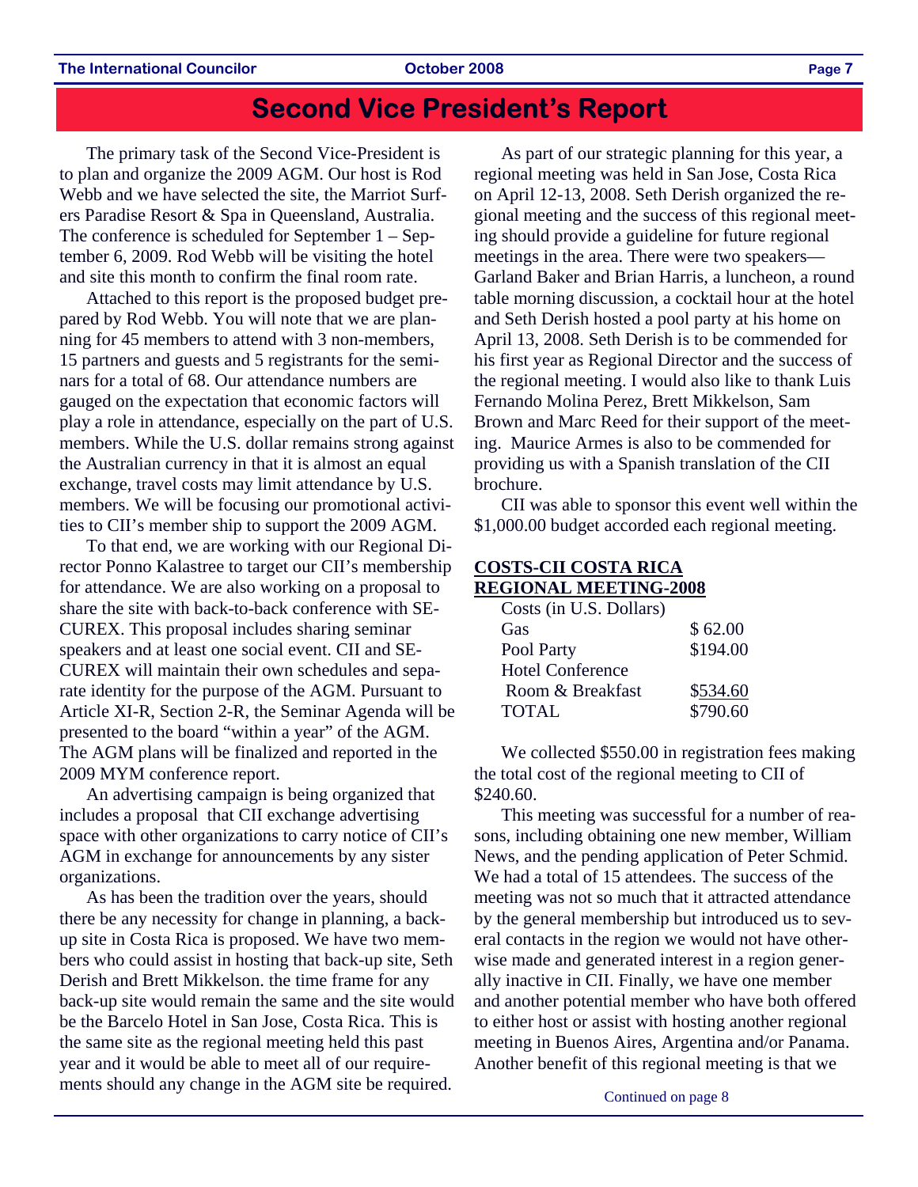# Second Vice President's Report

The primary task of the Second Vice-President is to plan and organize the 2009 AGM. Our host is Rod Webb and we have selected the site, the Marriot Surfers Paradise Resort & Spa in Queensland, Australia. The conference is scheduled for September 1 – September 6, 2009. Rod Webb will be visiting the hotel and site this month to confirm the final room rate.

Attached to this report is the proposed budget prepared by Rod Webb. You will note that we are planning for 45 members to attend with 3 non-members, 15 partners and guests and 5 registrants for the seminars for a total of 68. Our attendance numbers are gauged on the expectation that economic factors will play a role in attendance, especially on the part of U.S. members. While the U.S. dollar remains strong against the Australian currency in that it is almost an equal exchange, travel costs may limit attendance by U.S. members. We will be focusing our promotional activities to CII's member ship to support the 2009 AGM.

To that end, we are working with our Regional Director Ponno Kalastree to target our CII's membership for attendance. We are also working on a proposal to share the site with back-to-back conference with SECUREX. This proposal includes sharing seminar speakers and at least one social event. CII and SECUREX will maintain their own schedules and separate identity for the purpose of the AGM. Pursuant to Article XI-R, Section 2-R, the Seminar Agenda will be presented to the board "within a year" of the AGM. The AGM plans will be finalized and reported in the 2009 MYM conference report.

An advertising campaign is being organized that includes a proposal that CII exchange advertising space with other organizations to carry notice of CII's AGM in exchange for announcements by any sister organizations.

As has been the tradition over the years, should there be any necessity for change in planning, a backup site in Costa Rica is proposed. We have two members who could assist in hosting that back-up site, Seth Derish and Brett Mikkelson. the time frame for any back-up site would remain the same and the site would be the Barcelo Hotel in San Jose, Costa Rica. This is the same site as the regional meeting held this past year and it would be able to meet all of our requirements should any change in the AGM site be required.

As part of our strategic planning for this year, a regional meeting was held in San Jose, Costa Rica on April 12-13, 2008. Seth Derish organized the regional meeting and the success of this regional meeting should provide a guideline for future regional meetings in the area. There were two speakers—Garland Baker and Brian Harris, a luncheon, a round table morning discussion, a cocktail hour at the hotel and Seth Derish hosted a pool party at his home on April 13, 2008. Seth Derish is to be commended for his first year as Regional Director and the success of the regional meeting. I would also like to thank Luis Fernando Molina Perez, Brett Mikkelson, Sam Brown and Marc Reed for their support of the meeting. Maurice Armes is also to be commended for providing us with a Spanish translation of the CII brochure.

CII was able to sponsor this event well within the $1,000.00 budget accorded each regional meeting.

**COSTS-CII COSTA RICA REGIONAL MEETING-2008**

| Costs (in U.S. Dollars) | |
|---|---|
| Gas | $ 62.00 |
| Pool Party | $194.00 |
| Hotel Conference Room & Breakfast | $534.60 |
| TOTAL | $790.60 |

We collected $550.00 in registration fees making the total cost of the regional meeting to CII of $240.60.

This meeting was successful for a number of reasons, including obtaining one new member, William News, and the pending application of Peter Schmid. We had a total of 15 attendees. The success of the meeting was not so much that it attracted attendance by the general membership but introduced us to several contacts in the region we would not have otherwise made and generated interest in a region generally inactive in CII. Finally, we have one member and another potential member who have both offered to either host or assist with hosting another regional meeting in Buenos Aires, Argentina and/or Panama. Another benefit of this regional meeting is that we

Continued on page 8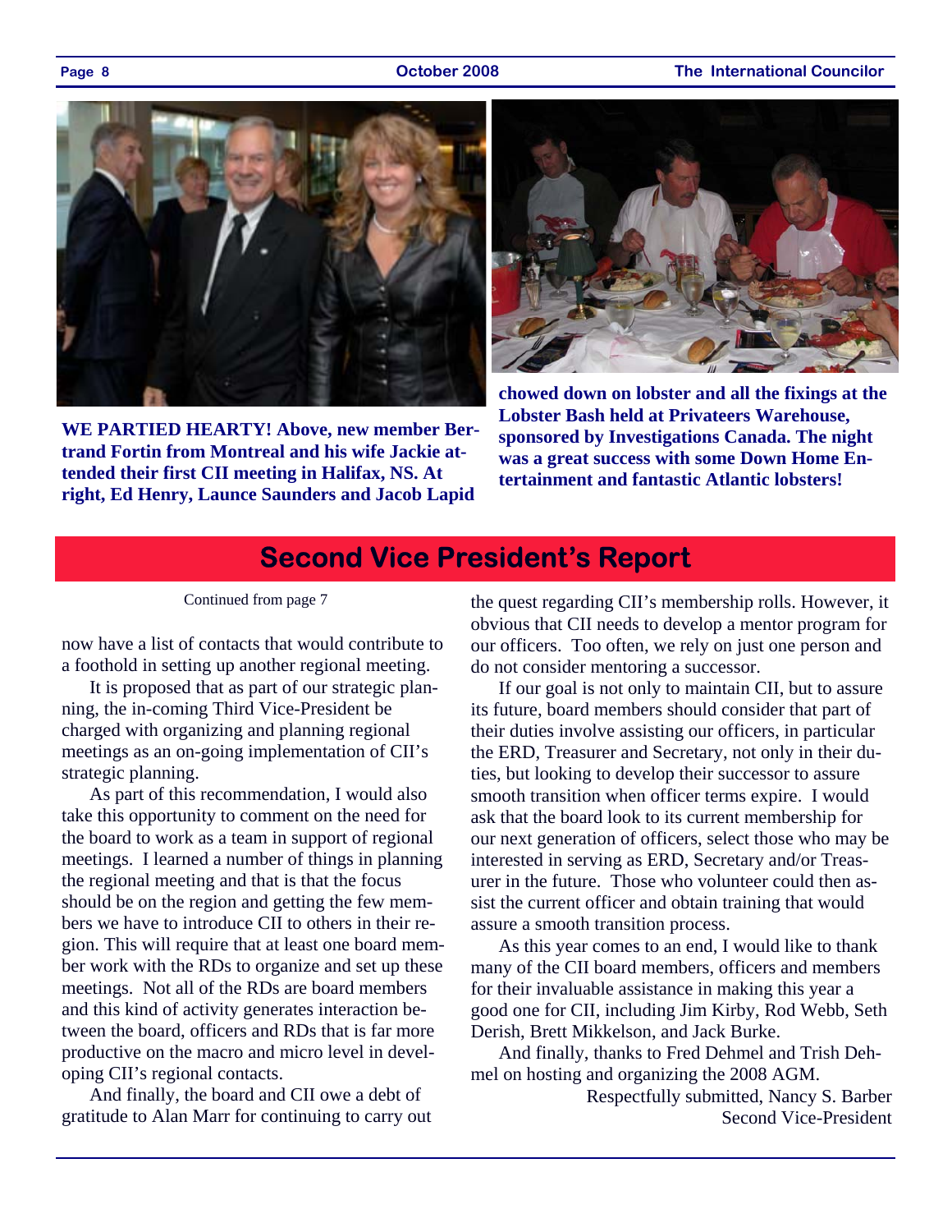**WE PARTIED HEARTY! Above, new member Bertrand Fortin from Montreal and his wife Jackie attended their first CII meeting in Halifax, NS. At right, Ed Henry, Launce Saunders and Jacob Lapid chowed down on lobster and all the fixings at the Lobster Bash held at Privateers Warehouse, sponsored by Investigations Canada. The night was a great success with some Down Home Entertainment and fantastic Atlantic lobsters!**

## Second Vice President's Report

Continued from page 7

now have a list of contacts that would contribute to a foothold in setting up another regional meeting.

It is proposed that as part of our strategic planning, the in-coming Third Vice-President be charged with organizing and planning regional meetings as an on-going implementation of CII's strategic planning.

As part of this recommendation, I would also take this opportunity to comment on the need for the board to work as a team in support of regional meetings. I learned a number of things in planning the regional meeting and that is that the focus should be on the region and getting the few members we have to introduce CII to others in their region. This will require that at least one board member work with the RDs to organize and set up these meetings. Not all of the RDs are board members and this kind of activity generates interaction between the board, officers and RDs that is far more productive on the macro and micro level in developing CII's regional contacts.

And finally, the board and CII owe a debt of gratitude to Alan Marr for continuing to carry out the quest regarding CII's membership rolls. However, it obvious that CII needs to develop a mentor program for our officers. Too often, we rely on just one person and do not consider mentoring a successor.

If our goal is not only to maintain CII, but to assure its future, board members should consider that part of their duties involve assisting our officers, in particular the ERD, Treasurer and Secretary, not only in their duties, but looking to develop their successor to assure smooth transition when officer terms expire. I would ask that the board look to its current membership for our next generation of officers, select those who may be interested in serving as ERD, Secretary and/or Treasurer in the future. Those who volunteer could then assist the current officer and obtain training that would assure a smooth transition process.

As this year comes to an end, I would like to thank many of the CII board members, officers and members for their invaluable assistance in making this year a good one for CII, including Jim Kirby, Rod Webb, Seth Derish, Brett Mikkelson, and Jack Burke.

And finally, thanks to Fred Dehmel and Trish Dehmel on hosting and organizing the 2008 AGM.

Respectfully submitted, Nancy S. Barber
Second Vice-President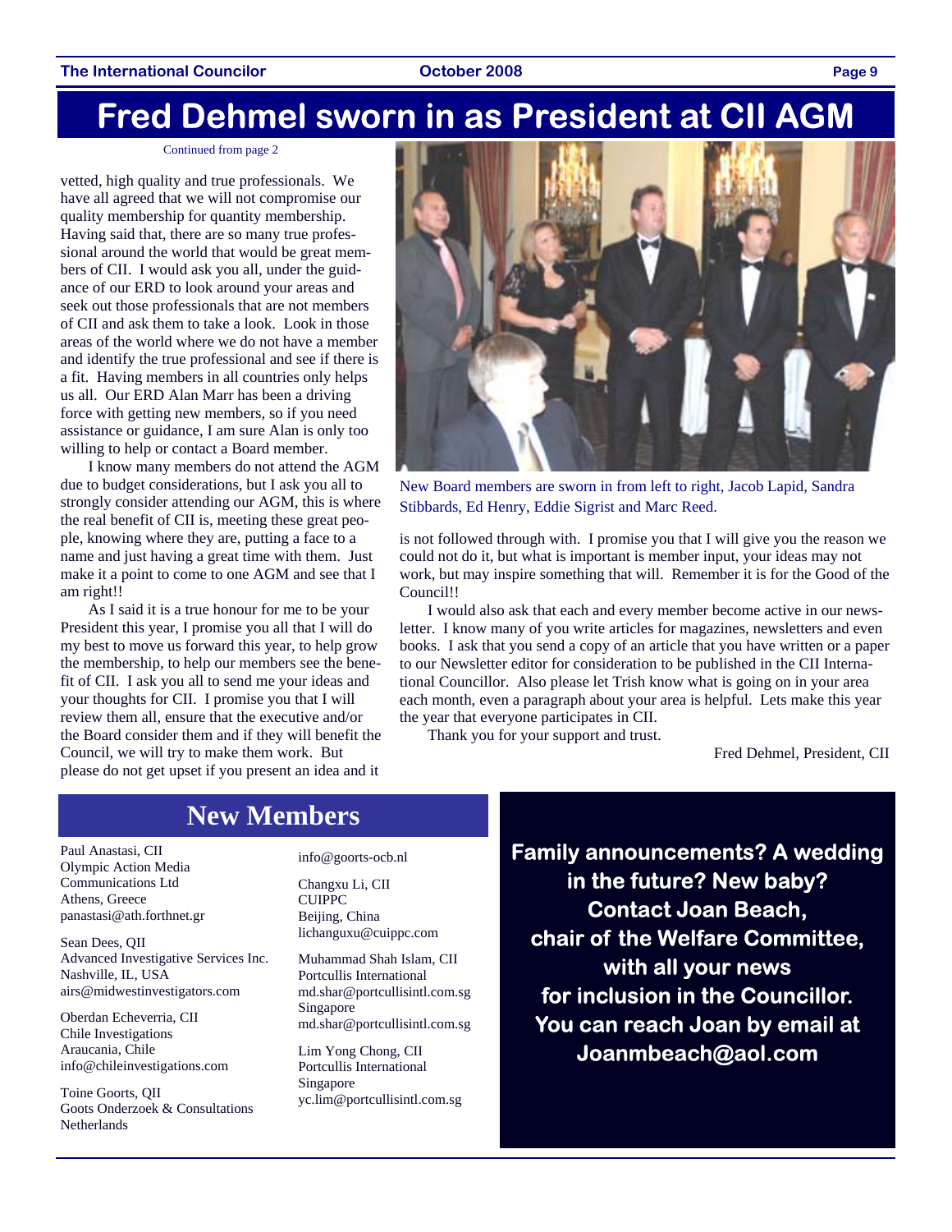# Fred Dehmel sworn in as President at CII AGM

Continued from page 2

vetted, high quality and true professionals. We have all agreed that we will not compromise our quality membership for quantity membership. Having said that, there are so many true professional around the world that would be great members of CII. I would ask you all, under the guidance of our ERD to look around your areas and seek out those professionals that are not members of CII and ask them to take a look. Look in those areas of the world where we do not have a member and identify the true professional and see if there is a fit. Having members in all countries only helps us all. Our ERD Alan Marr has been a driving force with getting new members, so if you need assistance or guidance, I am sure Alan is only too willing to help or contact a Board member.

I know many members do not attend the AGM due to budget considerations, but I ask you all to strongly consider attending our AGM, this is where the real benefit of CII is, meeting these great people, knowing where they are, putting a face to a name and just having a great time with them. Just make it a point to come to one AGM and see that I am right!!

As I said it is a true honour for me to be your President this year, I promise you all that I will do my best to move us forward this year, to help grow the membership, to help our members see the benefit of CII. I ask you all to send me your ideas and your thoughts for CII. I promise you that I will review them all, ensure that the executive and/or the Board consider them and if they will benefit the Council, we will try to make them work. But please do not get upset if you present an idea and it is not followed through with. I promise you that I will give you the reason we could not do it, but what is important is member input, your ideas may not work, but may inspire something that will. Remember it is for the Good of the Council!!

New Board members are sworn in from left to right, Jacob Lapid, Sandra Stibbards, Ed Henry, Eddie Sigrist and Marc Reed.

I would also ask that each and every member become active in our newsletter. I know many of you write articles for magazines, newsletters and even books. I ask that you send a copy of an article that you have written or a paper to our Newsletter editor for consideration to be published in the CII International Councillor. Also please let Trish know what is going on in your area each month, even a paragraph about your area is helpful. Lets make this year the year that everyone participates in CII.

Thank you for your support and trust.

Fred Dehmel, President, CII

## New Members

Paul Anastasi, CII
Olympic Action Media Communications Ltd
Athens, Greece
panastasi@ath.forthnet.gr

Sean Dees, QII
Advanced Investigative Services Inc.
Nashville, IL, USA
airs@midwestinvestigators.com

Oberdan Echeverria, CII
Chile Investigations
Araucania, Chile
info@chileinvestigations.com

Toine Goorts, QII
Goots Onderzoek & Consultations
Netherlands
info@goorts-ocb.nl

Changxu Li, CII
CUIPPC
Beijing, China
lichanguxu@cuippc.com

Muhammad Shah Islam, CII
Portcullis International
md.shar@portcullisintl.com.sg
Singapore
md.shar@portcullisintl.com.sg

Lim Yong Chong, CII
Portcullis International
Singapore
yc.lim@portcullisintl.com.sg

**Family announcements? A wedding in the future? New baby? Contact Joan Beach, chair of the Welfare Committee, with all your news for inclusion in the Councillor. You can reach Joan by email at Joanmbeach@aol.com**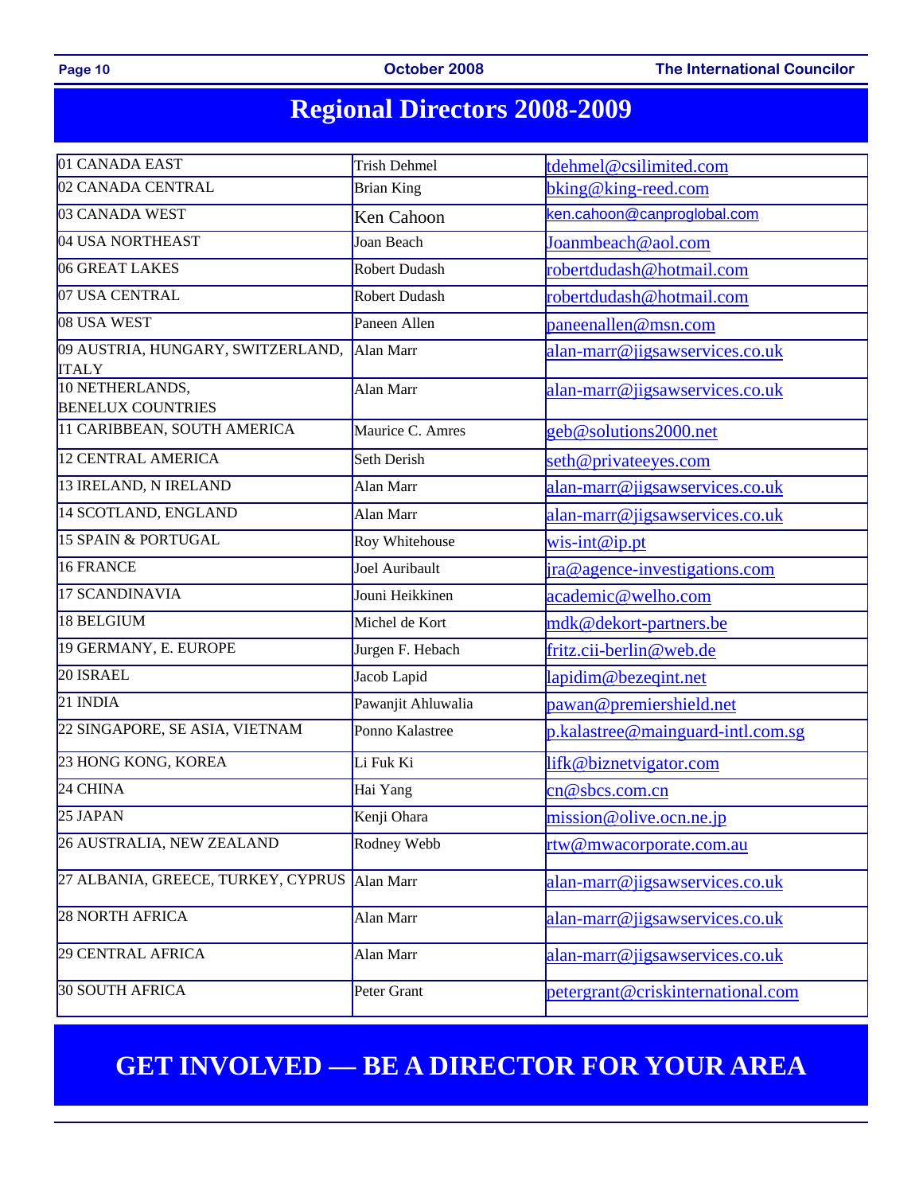# Regional Directors 2008-2009

| Region | Director | Email |
|---|---|---|
| 01 CANADA EAST | Trish Dehmel | tdehmel@csilimited.com |
| 02 CANADA CENTRAL | Brian King | bking@king-reed.com |
| 03 CANADA WEST | Ken Cahoon | ken.cahoon@canproglobal.com |
| 04 USA NORTHEAST | Joan Beach | Joanmbeach@aol.com |
| 06 GREAT LAKES | Robert Dudash | robertdudash@hotmail.com |
| 07 USA CENTRAL | Robert Dudash | robertdudash@hotmail.com |
| 08 USA WEST | Paneen Allen | paneenallen@msn.com |
| 09 AUSTRIA, HUNGARY, SWITZERLAND, ITALY | Alan Marr | alan-marr@jigsawservices.co.uk |
| 10 NETHERLANDS, BENELUX COUNTRIES | Alan Marr | alan-marr@jigsawservices.co.uk |
| 11 CARIBBEAN, SOUTH AMERICA | Maurice C. Amres | geb@solutions2000.net |
| 12 CENTRAL AMERICA | Seth Derish | seth@privateeyes.com |
| 13 IRELAND, N IRELAND | Alan Marr | alan-marr@jigsawservices.co.uk |
| 14 SCOTLAND, ENGLAND | Alan Marr | alan-marr@jigsawservices.co.uk |
| 15 SPAIN & PORTUGAL | Roy Whitehouse | wis-int@ip.pt |
| 16 FRANCE | Joel Auribault | jra@agence-investigations.com |
| 17 SCANDINAVIA | Jouni Heikkinen | academic@welho.com |
| 18 BELGIUM | Michel de Kort | mdk@dekort-partners.be |
| 19 GERMANY, E. EUROPE | Jurgen F. Hebach | fritz.cii-berlin@web.de |
| 20 ISRAEL | Jacob Lapid | lapidim@bezeqint.net |
| 21 INDIA | Pawanjit Ahluwalia | pawan@premiershield.net |
| 22 SINGAPORE, SE ASIA, VIETNAM | Ponno Kalastree | p.kalastree@mainguard-intl.com.sg |
| 23 HONG KONG, KOREA | Li Fuk Ki | lifk@biznetvigator.com |
| 24 CHINA | Hai Yang | cn@sbcs.com.cn |
| 25 JAPAN | Kenji Ohara | mission@olive.ocn.ne.jp |
| 26 AUSTRALIA, NEW ZEALAND | Rodney Webb | rtw@mwacorporate.com.au |
| 27 ALBANIA, GREECE, TURKEY, CYPRUS | Alan Marr | alan-marr@jigsawservices.co.uk |
| 28 NORTH AFRICA | Alan Marr | alan-marr@jigsawservices.co.uk |
| 29 CENTRAL AFRICA | Alan Marr | alan-marr@jigsawservices.co.uk |
| 30 SOUTH AFRICA | Peter Grant | petergrant@criskinternational.com |

## GET INVOLVED — BE A DIRECTOR FOR YOUR AREA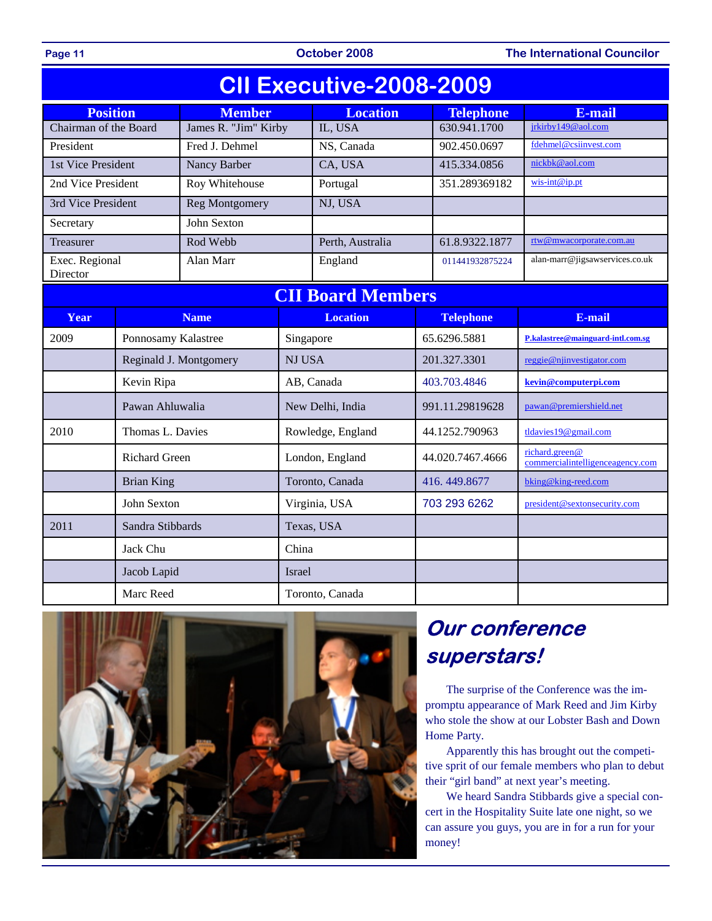# CII Executive-2008-2009

| Position | Member | Location | Telephone | E-mail |
|---|---|---|---|---|
| Chairman of the Board | James R. "Jim" Kirby | IL, USA | 630.941.1700 | jrkirby149@aol.com |
| President | Fred J. Dehmel | NS, Canada | 902.450.0697 | fdehmel@csiinvest.com |
| 1st Vice President | Nancy Barber | CA, USA | 415.334.0856 | nickbk@aol.com |
| 2nd Vice President | Roy Whitehouse | Portugal | 351.289369182 | wis-int@ip.pt |
| 3rd Vice President | Reg Montgomery | NJ, USA | | |
| Secretary | John Sexton | | | |
| Treasurer | Rod Webb | Perth, Australia | 61.8.9322.1877 | rtw@mwacorporate.com.au |
| Exec. Regional Director | Alan Marr | England | 011441932875224 | alan-marr@jigsawservices.co.uk |

# CII Board Members

| Year | Name | Location | Telephone | E-mail |
|---|---|---|---|---|
| 2009 | Ponnosamy Kalastree | Singapore | 65.6296.5881 | P.kalastree@mainguard-intl.com.sg |
| | Reginald J. Montgomery | NJ USA | 201.327.3301 | reggie@njinvestigator.com |
| | Kevin Ripa | AB, Canada | 403.703.4846 | kevin@computerpi.com |
| | Pawan Ahluwalia | New Delhi, India | 991.11.29819628 | pawan@premiershield.net |
| 2010 | Thomas L. Davies | Rowledge, England | 44.1252.790963 | tldavies19@gmail.com |
| | Richard Green | London, England | 44.020.7467.4666 | richard.green@commercialintelligenceagency.com |
| | Brian King | Toronto, Canada | 416. 449.8677 | bking@king-reed.com |
| | John Sexton | Virginia, USA | 703 293 6262 | president@sextonsecurity.com |
| 2011 | Sandra Stibbards | Texas, USA | | |
| | Jack Chu | China | | |
| | Jacob Lapid | Israel | | |
| | Marc Reed | Toronto, Canada | | |

## *Our conference superstars!*

The surprise of the Conference was the impromptu appearance of Mark Reed and Jim Kirby who stole the show at our Lobster Bash and Down Home Party.

Apparently this has brought out the competitive sprit of our female members who plan to debut their "girl band" at next year's meeting.

We heard Sandra Stibbards give a special concert in the Hospitality Suite late one night, so we can assure you guys, you are in for a run for your money!